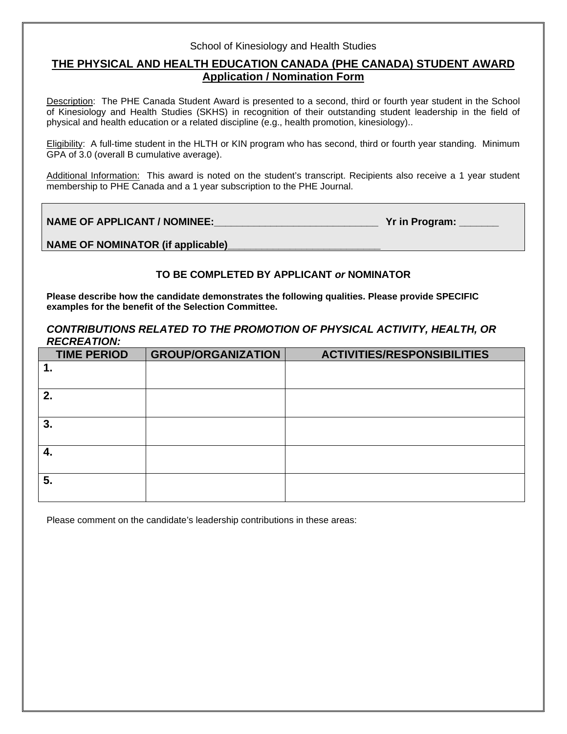School of Kinesiology and Health Studies

# THE PHYSICAL AND HEALTH EDUCATION CANADA (PHE CANADA) STUDENT AWARD
## Application / Nomination Form

Description: The PHE Canada Student Award is presented to a second, third or fourth year student in the School of Kinesiology and Health Studies (SKHS) in recognition of their outstanding student leadership in the field of physical and health education or a related discipline (e.g., health promotion, kinesiology)..

Eligibility: A full-time student in the HLTH or KIN program who has second, third or fourth year standing. Minimum GPA of 3.0 (overall B cumulative average).

Additional Information: This award is noted on the student's transcript. Recipients also receive a 1 year student membership to PHE Canada and a 1 year subscription to the PHE Journal.

**NAME OF APPLICANT / NOMINEE:______________________________ Yr in Program: _______**

**NAME OF NOMINATOR (if applicable)____________________________**

**TO BE COMPLETED BY APPLICANT *or* NOMINATOR**

**Please describe how the candidate demonstrates the following qualities. Please provide SPECIFIC examples for the benefit of the Selection Committee.**

***CONTRIBUTIONS RELATED TO THE PROMOTION OF PHYSICAL ACTIVITY, HEALTH, OR RECREATION:***

| TIME PERIOD | GROUP/ORGANIZATION | ACTIVITIES/RESPONSIBILITIES |
|---|---|---|
| 1. | | |
| 2. | | |
| 3. | | |
| 4. | | |
| 5. | | |

Please comment on the candidate's leadership contributions in these areas: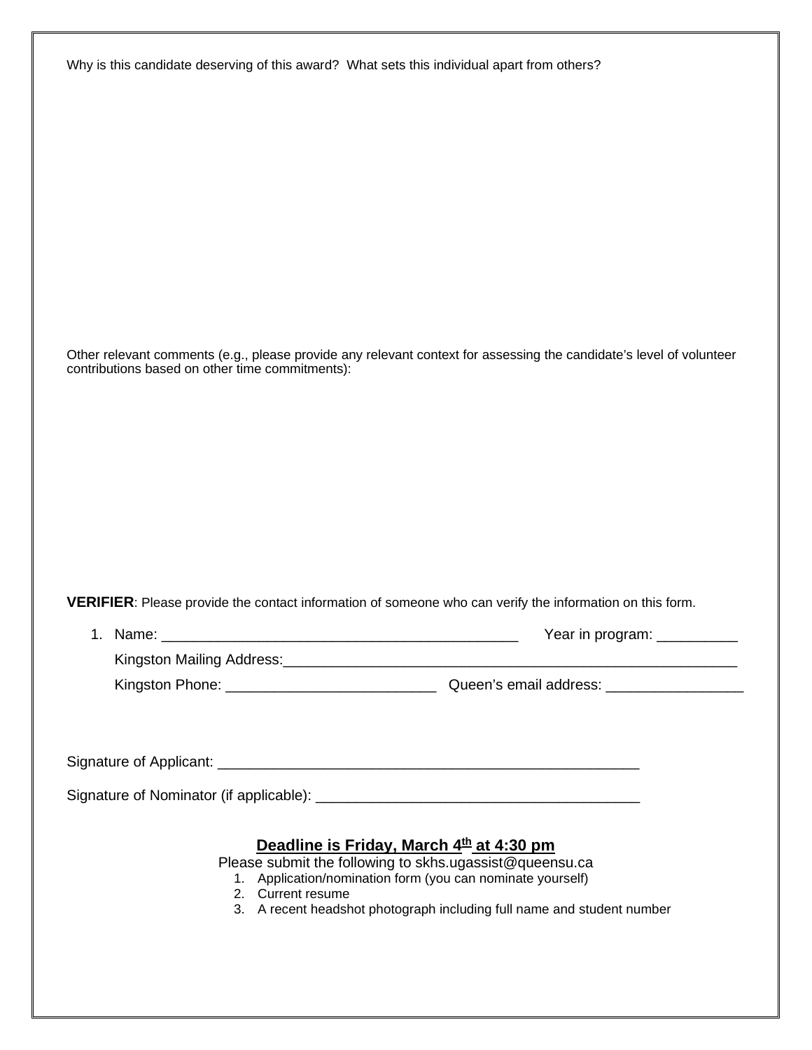Why is this candidate deserving of this award? What sets this individual apart from others?

Other relevant comments (e.g., please provide any relevant context for assessing the candidate's level of volunteer contributions based on other time commitments):

**VERIFIER**: Please provide the contact information of someone who can verify the information on this form.

1. Name: ___________________________________________ Year in program: __________

   Kingston Mailing Address:_______________________________________________________

   Kingston Phone: _________________________ Queen's email address: ________________

Signature of Applicant: ____________________________________________________

Signature of Nominator (if applicable): ______________________________________

**<u>Deadline is Friday, March 4th at 4:30 pm</u>**

Please submit the following to skhs.ugassist@queensu.ca

1. Application/nomination form (you can nominate yourself)
2. Current resume
3. A recent headshot photograph including full name and student number